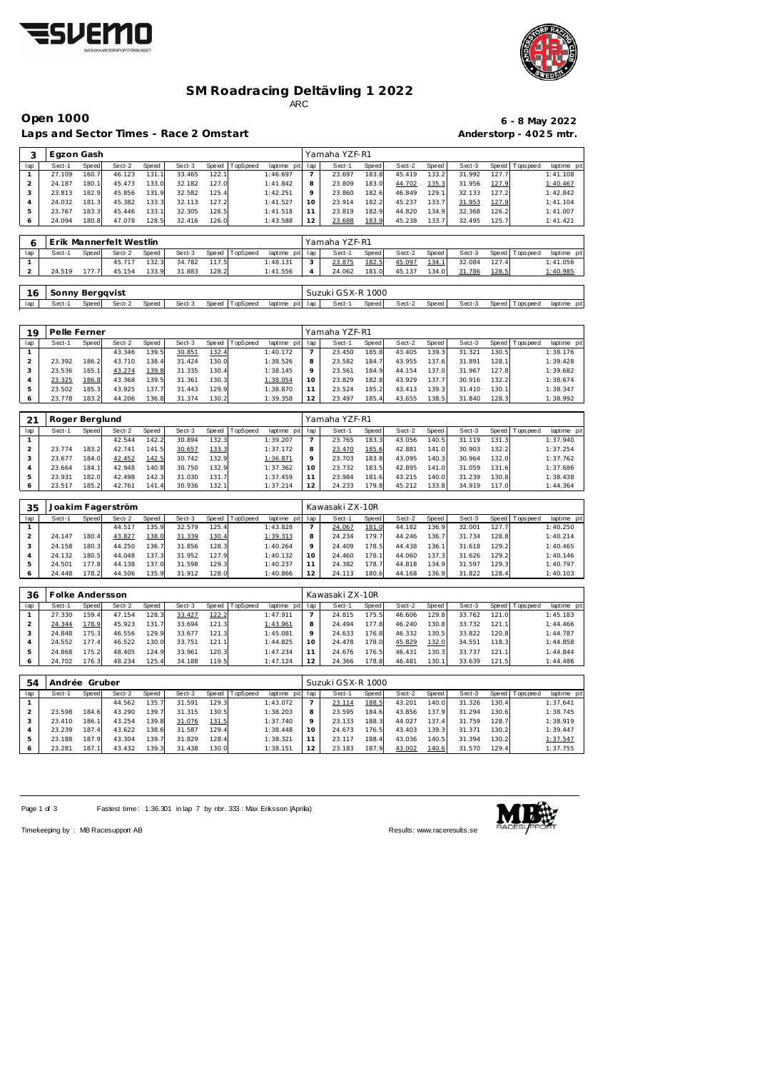# SM Roadracing Deltävling 1 2022

ARC

## Open 1000

**6 - 8 May 2022**

**Laps and Sector Times - Race 2 Omstart**

**Anderstorp - 4025 mtr.**

| 3 | Egzon Gash | | | | | | | | Yamaha YZF-R1 | | | | | | | | |
|---|---|---|---|---|---|---|---|---|---|---|---|---|---|---|---|---|---|
| lap | Sect-1 | Speed | Sect-2 | Speed | Sect-3 | Speed | TopSpeed | laptime pit | lap | Sect-1 | Speed | Sect-2 | Speed | Sect-3 | Speed | Topspeed | laptime pit |
| 1 | 27.109 | 160.7 | 46.123 | 131.1 | 33.465 | 122.1 | | 1:46.697 | 7 | 23.697 | 183.8 | 45.419 | 133.2 | 31.992 | 127.7 | | 1:41.108 |
| 2 | 24.187 | 180.1 | 45.473 | 133.0 | 32.182 | 127.0 | | 1:41.842 | 8 | 23.809 | 183.0 | 44.702 | 135.3 | 31.956 | 127.9 | | 1:40.467 |
| 3 | 23.813 | 182.9 | 45.856 | 131.9 | 32.582 | 125.4 | | 1:42.251 | 9 | 23.860 | 182.6 | 46.849 | 129.1 | 32.133 | 127.2 | | 1:42.842 |
| 4 | 24.032 | 181.3 | 45.382 | 133.3 | 32.113 | 127.2 | | 1:41.527 | 10 | 23.914 | 182.2 | 45.237 | 133.7 | 31.953 | 127.9 | | 1:41.104 |
| 5 | 23.767 | 183.3 | 45.446 | 133.1 | 32.305 | 126.5 | | 1:41.518 | 11 | 23.819 | 182.9 | 44.820 | 134.9 | 32.368 | 126.2 | | 1:41.007 |
| 6 | 24.094 | 180.8 | 47.078 | 128.5 | 32.416 | 126.0 | | 1:43.588 | 12 | 23.688 | 183.9 | 45.238 | 133.7 | 32.495 | 125.7 | | 1:41.421 |

| 6 | Erik Mannerfelt Westlin | | | | | | | | Yamaha YZF-R1 | | | | | | | | |
|---|---|---|---|---|---|---|---|---|---|---|---|---|---|---|---|---|---|
| lap | Sect-1 | Speed | Sect-2 | Speed | Sect-3 | Speed | TopSpeed | laptime pit | lap | Sect-1 | Speed | Sect-2 | Speed | Sect-3 | Speed | Topspeed | laptime pit |
| 1 | | | 45.717 | 132.3 | 34.782 | 117.5 | | 1:48.131 | 3 | 23.875 | 182.5 | 45.097 | 134.1 | 32.084 | 127.4 | | 1:41.056 |
| 2 | 24.519 | 177.7 | 45.154 | 133.9 | 31.883 | 128.2 | | 1:41.556 | 4 | 24.062 | 181.0 | 45.137 | 134.0 | 31.786 | 128.5 | | 1:40.985 |

| 16 | Sonny Bergqvist | | | | | | | | Suzuki GSX-R 1000 | | | | | | | | |
|---|---|---|---|---|---|---|---|---|---|---|---|---|---|---|---|---|---|
| lap | Sect-1 | Speed | Sect-2 | Speed | Sect-3 | Speed | TopSpeed | laptime pit | lap | Sect-1 | Speed | Sect-2 | Speed | Sect-3 | Speed | Topspeed | laptime pit |

| 19 | Pelle Ferner | | | | | | | | Yamaha YZF-R1 | | | | | | | | |
|---|---|---|---|---|---|---|---|---|---|---|---|---|---|---|---|---|---|
| lap | Sect-1 | Speed | Sect-2 | Speed | Sect-3 | Speed | TopSpeed | laptime pit | lap | Sect-1 | Speed | Sect-2 | Speed | Sect-3 | Speed | Topspeed | laptime pit |
| 1 | | | 43.346 | 139.5 | 30.851 | 132.4 | | 1:40.172 | 7 | 23.450 | 185.8 | 43.405 | 139.3 | 31.321 | 130.5 | | 1:38.176 |
| 2 | 23.392 | 186.2 | 43.710 | 138.4 | 31.424 | 130.0 | | 1:38.526 | 8 | 23.582 | 184.7 | 43.955 | 137.6 | 31.891 | 128.1 | | 1:39.428 |
| 3 | 23.536 | 185.1 | 43.274 | 139.8 | 31.335 | 130.4 | | 1:38.145 | 9 | 23.561 | 184.9 | 44.154 | 137.0 | 31.967 | 127.8 | | 1:39.682 |
| 4 | 23.325 | 186.8 | 43.368 | 139.5 | 31.361 | 130.3 | | 1:38.054 | 10 | 23.829 | 182.8 | 43.929 | 137.7 | 30.916 | 132.2 | | 1:38.674 |
| 5 | 23.502 | 185.3 | 43.925 | 137.7 | 31.443 | 129.9 | | 1:38.870 | 11 | 23.524 | 185.2 | 43.413 | 139.3 | 31.410 | 130.1 | | 1:38.347 |
| 6 | 23.778 | 183.2 | 44.206 | 136.8 | 31.374 | 130.2 | | 1:39.358 | 12 | 23.497 | 185.4 | 43.655 | 138.5 | 31.840 | 128.3 | | 1:38.992 |

| 21 | Roger Berglund | | | | | | | | Yamaha YZF-R1 | | | | | | | | |
|---|---|---|---|---|---|---|---|---|---|---|---|---|---|---|---|---|---|
| lap | Sect-1 | Speed | Sect-2 | Speed | Sect-3 | Speed | TopSpeed | laptime pit | lap | Sect-1 | Speed | Sect-2 | Speed | Sect-3 | Speed | Topspeed | laptime pit |
| 1 | | | 42.544 | 142.2 | 30.894 | 132.3 | | 1:39.207 | 7 | 23.765 | 183.3 | 43.056 | 140.5 | 31.119 | 131.3 | | 1:37.940 |
| 2 | 23.774 | 183.2 | 42.741 | 141.5 | 30.657 | 133.3 | | 1:37.172 | 8 | 23.470 | 185.6 | 42.881 | 141.0 | 30.903 | 132.2 | | 1:37.254 |
| 3 | 23.677 | 184.0 | 42.452 | 142.5 | 30.742 | 132.9 | | 1:36.871 | 9 | 23.703 | 183.8 | 43.095 | 140.3 | 30.964 | 132.0 | | 1:37.762 |
| 4 | 23.664 | 184.1 | 42.948 | 140.8 | 30.750 | 132.9 | | 1:37.362 | 10 | 23.732 | 183.5 | 42.895 | 141.0 | 31.059 | 131.6 | | 1:37.686 |
| 5 | 23.931 | 182.0 | 42.498 | 142.3 | 31.030 | 131.7 | | 1:37.459 | 11 | 23.984 | 181.6 | 43.215 | 140.0 | 31.239 | 130.8 | | 1:38.438 |
| 6 | 23.517 | 185.2 | 42.761 | 141.4 | 30.936 | 132.1 | | 1:37.214 | 12 | 24.233 | 179.8 | 45.212 | 133.8 | 34.919 | 117.0 | | 1:44.364 |

| 35 | Joakim Fagerström | | | | | | | | Kawasaki ZX-10R | | | | | | | | |
|---|---|---|---|---|---|---|---|---|---|---|---|---|---|---|---|---|---|
| lap | Sect-1 | Speed | Sect-2 | Speed | Sect-3 | Speed | TopSpeed | laptime pit | lap | Sect-1 | Speed | Sect-2 | Speed | Sect-3 | Speed | Topspeed | laptime pit |
| 1 | | | 44.517 | 135.9 | 32.579 | 125.4 | | 1:43.828 | 7 | 24.067 | 181.0 | 44.182 | 136.9 | 32.001 | 127.7 | | 1:40.250 |
| 2 | 24.147 | 180.4 | 43.827 | 138.0 | 31.339 | 130.4 | | 1:39.313 | 8 | 24.234 | 179.7 | 44.246 | 136.7 | 31.734 | 128.8 | | 1:40.214 |
| 3 | 24.158 | 180.3 | 44.250 | 136.7 | 31.856 | 128.3 | | 1:40.264 | 9 | 24.409 | 178.5 | 44.438 | 136.1 | 31.618 | 129.2 | | 1:40.465 |
| 4 | 24.132 | 180.5 | 44.048 | 137.3 | 31.952 | 127.9 | | 1:40.132 | 10 | 24.460 | 178.1 | 44.060 | 137.3 | 31.626 | 129.2 | | 1:40.146 |
| 5 | 24.501 | 177.8 | 44.138 | 137.0 | 31.598 | 129.3 | | 1:40.237 | 11 | 24.382 | 178.7 | 44.818 | 134.9 | 31.597 | 129.3 | | 1:40.797 |
| 6 | 24.448 | 178.2 | 44.506 | 135.9 | 31.912 | 128.0 | | 1:40.866 | 12 | 24.113 | 180.6 | 44.168 | 136.9 | 31.822 | 128.4 | | 1:40.103 |

| 36 | Folke Andersson | | | | | | | | Kawasaki ZX-10R | | | | | | | | |
|---|---|---|---|---|---|---|---|---|---|---|---|---|---|---|---|---|---|
| lap | Sect-1 | Speed | Sect-2 | Speed | Sect-3 | Speed | TopSpeed | laptime pit | lap | Sect-1 | Speed | Sect-2 | Speed | Sect-3 | Speed | Topspeed | laptime pit |
| 1 | 27.330 | 159.4 | 47.154 | 128.3 | 33.427 | 122.2 | | 1:47.911 | 7 | 24.815 | 175.5 | 46.606 | 129.8 | 33.762 | 121.0 | | 1:45.183 |
| 2 | 24.344 | 178.9 | 45.923 | 131.7 | 33.694 | 121.3 | | 1:43.961 | 8 | 24.494 | 177.8 | 46.240 | 130.8 | 33.732 | 121.1 | | 1:44.466 |
| 3 | 24.848 | 175.3 | 46.556 | 129.9 | 33.677 | 121.3 | | 1:45.081 | 9 | 24.633 | 176.8 | 46.332 | 130.5 | 33.822 | 120.8 | | 1:44.787 |
| 4 | 24.552 | 177.4 | 46.522 | 130.0 | 33.751 | 121.1 | | 1:44.825 | 10 | 24.478 | 178.0 | 45.829 | 132.0 | 34.551 | 118.3 | | 1:44.858 |
| 5 | 24.868 | 175.2 | 48.405 | 124.9 | 33.961 | 120.3 | | 1:47.234 | 11 | 24.676 | 176.5 | 46.431 | 130.3 | 33.737 | 121.1 | | 1:44.844 |
| 6 | 24.702 | 176.3 | 48.234 | 125.4 | 34.188 | 119.5 | | 1:47.124 | 12 | 24.366 | 178.8 | 46.481 | 130.1 | 33.639 | 121.5 | | 1:44.486 |

| 54 | Andrée Gruber | | | | | | | | Suzuki GSX-R 1000 | | | | | | | | |
|---|---|---|---|---|---|---|---|---|---|---|---|---|---|---|---|---|---|
| lap | Sect-1 | Speed | Sect-2 | Speed | Sect-3 | Speed | TopSpeed | laptime pit | lap | Sect-1 | Speed | Sect-2 | Speed | Sect-3 | Speed | Topspeed | laptime pit |
| 1 | | | 44.562 | 135.7 | 31.591 | 129.3 | | 1:43.072 | 7 | 23.114 | 188.5 | 43.201 | 140.0 | 31.326 | 130.4 | | 1:37.641 |
| 2 | 23.598 | 184.6 | 43.290 | 139.7 | 31.315 | 130.5 | | 1:38.203 | 8 | 23.595 | 184.6 | 43.856 | 137.9 | 31.294 | 130.6 | | 1:38.745 |
| 3 | 23.410 | 186.1 | 43.254 | 139.8 | 31.076 | 131.5 | | 1:37.740 | 9 | 23.133 | 188.3 | 44.027 | 137.4 | 31.759 | 128.7 | | 1:38.919 |
| 4 | 23.239 | 187.4 | 43.622 | 138.6 | 31.587 | 129.4 | | 1:38.448 | 10 | 24.673 | 176.5 | 43.403 | 139.3 | 31.371 | 130.2 | | 1:39.447 |
| 5 | 23.188 | 187.9 | 43.304 | 139.7 | 31.829 | 128.4 | | 1:38.321 | 11 | 23.117 | 188.4 | 43.036 | 140.5 | 31.394 | 130.2 | | 1:37.547 |
| 6 | 23.281 | 187.1 | 43.432 | 139.3 | 31.438 | 130.0 | | 1:38.151 | 12 | 23.183 | 187.9 | 43.002 | 140.6 | 31.570 | 129.4 | | 1:37.755 |

Fastest time : 1:36.301 in lap 7 by nbr. 333 : Max Eriksson (Aprilia)

Timekeeping by : MB Racesupport AB

Results: www.raceresults.se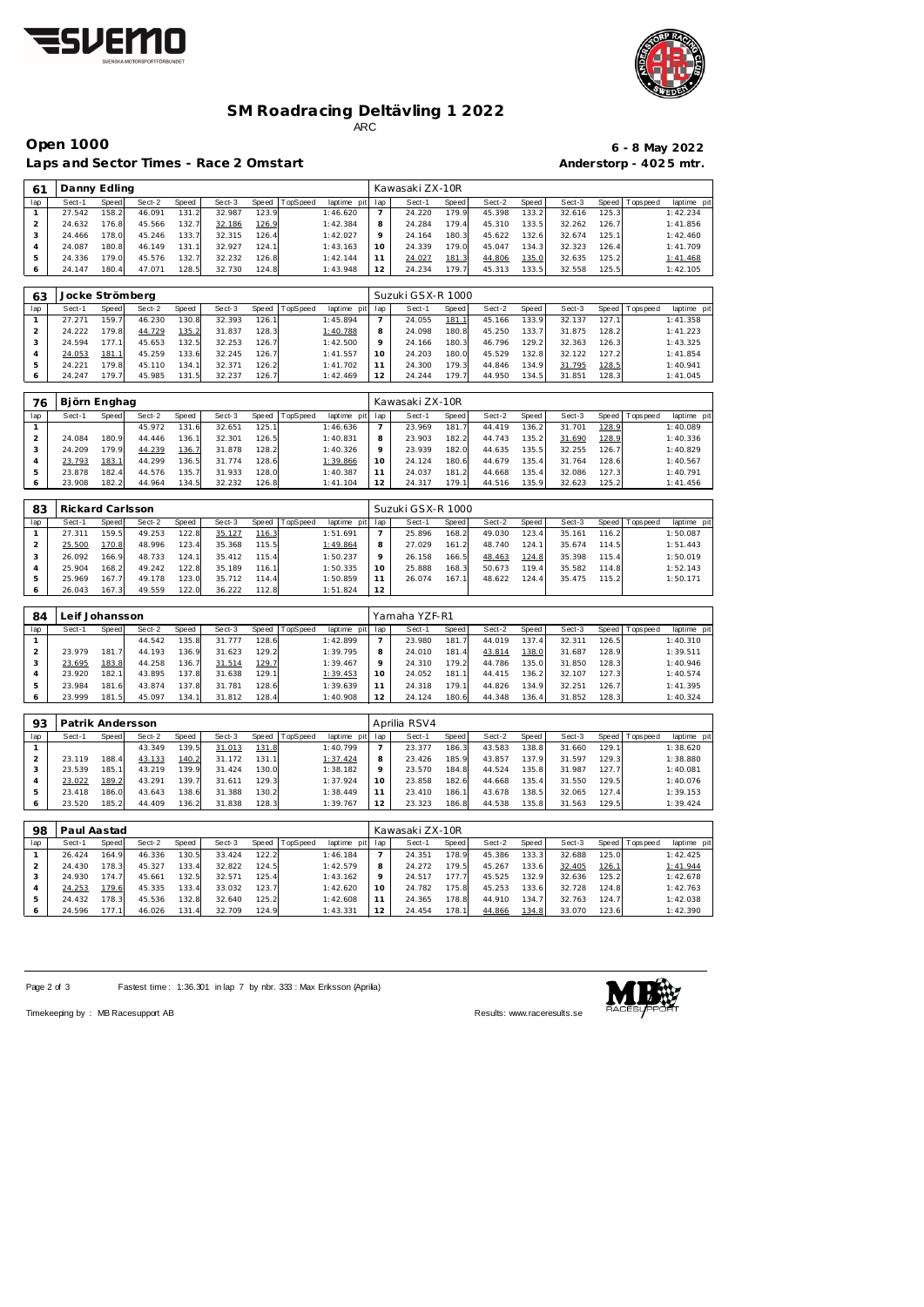# SM Roadracing Deltävling 1 2022

ARC

## Open 1000

**6 - 8 May 2022**

**Laps and Sector Times - Race 2 Omstart**

**Anderstorp - 4025 mtr.**

| 61 | Danny Edling | | | | | | | | Kawasaki ZX-10R | | | | | | | | |
|---|---|---|---|---|---|---|---|---|---|---|---|---|---|---|---|---|---|
| lap | Sect-1 | Speed | Sect-2 | Speed | Sect-3 | Speed | TopSpeed | laptime pit | lap | Sect-1 | Speed | Sect-2 | Speed | Sect-3 | Speed | Topspeed | laptime pit |
| 1 | 27.542 | 158.2 | 46.091 | 131.2 | 32.987 | 123.9 | | 1:46.620 | 7 | 24.220 | 179.9 | 45.398 | 133.2 | 32.616 | 125.3 | | 1:42.234 |
| 2 | 24.632 | 176.8 | 45.566 | 132.7 | 32.186 | 126.9 | | 1:42.384 | 8 | 24.284 | 179.4 | 45.310 | 133.5 | 32.262 | 126.7 | | 1:41.856 |
| 3 | 24.466 | 178.0 | 45.246 | 133.7 | 32.315 | 126.4 | | 1:42.027 | 9 | 24.164 | 180.3 | 45.622 | 132.6 | 32.674 | 125.1 | | 1:42.460 |
| 4 | 24.087 | 180.8 | 46.149 | 131.1 | 32.927 | 124.1 | | 1:43.163 | 10 | 24.339 | 179.0 | 45.047 | 134.3 | 32.323 | 126.4 | | 1:41.709 |
| 5 | 24.336 | 179.0 | 45.576 | 132.7 | 32.232 | 126.8 | | 1:42.144 | 11 | 24.027 | 181.3 | 44.806 | 135.0 | 32.635 | 125.2 | | 1:41.468 |
| 6 | 24.147 | 180.4 | 47.071 | 128.5 | 32.730 | 124.8 | | 1:43.948 | 12 | 24.234 | 179.7 | 45.313 | 133.5 | 32.558 | 125.5 | | 1:42.105 |

| 63 | Jocke Strömberg | | | | | | | | Suzuki GSX-R 1000 | | | | | | | | |
|---|---|---|---|---|---|---|---|---|---|---|---|---|---|---|---|---|---|
| lap | Sect-1 | Speed | Sect-2 | Speed | Sect-3 | Speed | TopSpeed | laptime pit | lap | Sect-1 | Speed | Sect-2 | Speed | Sect-3 | Speed | Topspeed | laptime pit |
| 1 | 27.271 | 159.7 | 46.230 | 130.8 | 32.393 | 126.1 | | 1:45.894 | 7 | 24.055 | 181.1 | 45.166 | 133.9 | 32.137 | 127.1 | | 1:41.358 |
| 2 | 24.222 | 179.8 | 44.729 | 135.2 | 31.837 | 128.3 | | 1:40.788 | 8 | 24.098 | 180.8 | 45.250 | 133.7 | 31.875 | 128.2 | | 1:41.223 |
| 3 | 24.594 | 177.1 | 45.653 | 132.5 | 32.253 | 126.7 | | 1:42.500 | 9 | 24.166 | 180.3 | 46.796 | 129.2 | 32.363 | 126.3 | | 1:43.325 |
| 4 | 24.053 | 181.1 | 45.259 | 133.6 | 32.245 | 126.7 | | 1:41.557 | 10 | 24.203 | 180.0 | 45.529 | 132.8 | 32.122 | 127.2 | | 1:41.854 |
| 5 | 24.221 | 179.8 | 45.110 | 134.1 | 32.371 | 126.2 | | 1:41.702 | 11 | 24.300 | 179.3 | 44.846 | 134.9 | 31.795 | 128.5 | | 1:40.941 |
| 6 | 24.247 | 179.7 | 45.985 | 131.5 | 32.237 | 126.7 | | 1:42.469 | 12 | 24.244 | 179.7 | 44.950 | 134.5 | 31.851 | 128.3 | | 1:41.045 |

| 76 | Björn Enghag | | | | | | | | Kawasaki ZX-10R | | | | | | | | |
|---|---|---|---|---|---|---|---|---|---|---|---|---|---|---|---|---|---|
| lap | Sect-1 | Speed | Sect-2 | Speed | Sect-3 | Speed | TopSpeed | laptime pit | lap | Sect-1 | Speed | Sect-2 | Speed | Sect-3 | Speed | Topspeed | laptime pit |
| 1 | | | 45.972 | 131.6 | 32.651 | 125.1 | | 1:46.636 | 7 | 23.969 | 181.7 | 44.419 | 136.2 | 31.701 | 128.9 | | 1:40.089 |
| 2 | 24.084 | 180.9 | 44.446 | 136.1 | 32.301 | 126.5 | | 1:40.831 | 8 | 23.903 | 182.2 | 44.743 | 135.2 | 31.690 | 128.9 | | 1:40.336 |
| 3 | 24.209 | 179.9 | 44.239 | 136.7 | 31.878 | 128.2 | | 1:40.326 | 9 | 23.939 | 182.0 | 44.635 | 135.5 | 32.255 | 126.7 | | 1:40.829 |
| 4 | 23.793 | 183.1 | 44.299 | 136.5 | 31.774 | 128.6 | | 1:39.866 | 10 | 24.124 | 180.6 | 44.679 | 135.4 | 31.764 | 128.6 | | 1:40.567 |
| 5 | 23.878 | 182.4 | 44.576 | 135.7 | 31.933 | 128.0 | | 1:40.387 | 11 | 24.037 | 181.2 | 44.668 | 135.4 | 32.086 | 127.3 | | 1:40.791 |
| 6 | 23.908 | 182.2 | 44.964 | 134.5 | 32.232 | 126.8 | | 1:41.104 | 12 | 24.317 | 179.1 | 44.516 | 135.9 | 32.623 | 125.2 | | 1:41.456 |

| 83 | Rickard Carlsson | | | | | | | | Suzuki GSX-R 1000 | | | | | | | | |
|---|---|---|---|---|---|---|---|---|---|---|---|---|---|---|---|---|---|
| lap | Sect-1 | Speed | Sect-2 | Speed | Sect-3 | Speed | TopSpeed | laptime pit | lap | Sect-1 | Speed | Sect-2 | Speed | Sect-3 | Speed | Topspeed | laptime pit |
| 1 | 27.311 | 159.5 | 49.253 | 122.8 | 35.127 | 116.3 | | 1:51.691 | 7 | 25.896 | 168.2 | 49.030 | 123.4 | 35.161 | 116.2 | | 1:50.087 |
| 2 | 25.500 | 170.8 | 48.996 | 123.4 | 35.368 | 115.5 | | 1:49.864 | 8 | 27.029 | 161.2 | 48.740 | 124.1 | 35.674 | 114.5 | | 1:51.443 |
| 3 | 26.092 | 166.9 | 48.733 | 124.1 | 35.412 | 115.4 | | 1:50.237 | 9 | 26.158 | 166.5 | 48.463 | 124.8 | 35.398 | 115.4 | | 1:50.019 |
| 4 | 25.904 | 168.2 | 49.242 | 122.8 | 35.189 | 116.1 | | 1:50.335 | 10 | 25.888 | 168.3 | 50.673 | 119.4 | 35.582 | 114.8 | | 1:52.143 |
| 5 | 25.969 | 167.7 | 49.178 | 123.0 | 35.712 | 114.4 | | 1:50.859 | 11 | 26.074 | 167.1 | 48.622 | 124.4 | 35.475 | 115.2 | | 1:50.171 |
| 6 | 26.043 | 167.3 | 49.559 | 122.0 | 36.222 | 112.8 | | 1:51.824 | 12 | | | | | | | | |

| 84 | Leif Johansson | | | | | | | | Yamaha YZF-R1 | | | | | | | | |
|---|---|---|---|---|---|---|---|---|---|---|---|---|---|---|---|---|---|
| lap | Sect-1 | Speed | Sect-2 | Speed | Sect-3 | Speed | TopSpeed | laptime pit | lap | Sect-1 | Speed | Sect-2 | Speed | Sect-3 | Speed | Topspeed | laptime pit |
| 1 | | | 44.542 | 135.8 | 31.777 | 128.6 | | 1:42.899 | 7 | 23.980 | 181.7 | 44.019 | 137.4 | 32.311 | 126.5 | | 1:40.310 |
| 2 | 23.979 | 181.7 | 44.193 | 136.9 | 31.623 | 129.2 | | 1:39.795 | 8 | 24.010 | 181.4 | 43.814 | 138.0 | 31.687 | 128.9 | | 1:39.511 |
| 3 | 23.695 | 183.8 | 44.258 | 136.7 | 31.514 | 129.7 | | 1:39.467 | 9 | 24.310 | 179.2 | 44.786 | 135.0 | 31.850 | 128.3 | | 1:40.946 |
| 4 | 23.920 | 182.1 | 43.895 | 137.8 | 31.638 | 129.1 | | 1:39.453 | 10 | 24.052 | 181.1 | 44.415 | 136.2 | 32.107 | 127.3 | | 1:40.574 |
| 5 | 23.984 | 181.6 | 43.874 | 137.8 | 31.781 | 128.6 | | 1:39.639 | 11 | 24.318 | 179.1 | 44.826 | 134.9 | 32.251 | 126.7 | | 1:41.395 |
| 6 | 23.999 | 181.5 | 45.097 | 134.1 | 31.812 | 128.4 | | 1:40.908 | 12 | 24.124 | 180.6 | 44.348 | 136.4 | 31.852 | 128.3 | | 1:40.324 |

| 93 | Patrik Andersson | | | | | | | | Aprilia RSV4 | | | | | | | | |
|---|---|---|---|---|---|---|---|---|---|---|---|---|---|---|---|---|---|
| lap | Sect-1 | Speed | Sect-2 | Speed | Sect-3 | Speed | TopSpeed | laptime pit | lap | Sect-1 | Speed | Sect-2 | Speed | Sect-3 | Speed | Topspeed | laptime pit |
| 1 | | | 43.349 | 139.5 | 31.013 | 131.8 | | 1:40.799 | 7 | 23.377 | 186.3 | 43.583 | 138.8 | 31.660 | 129.1 | | 1:38.620 |
| 2 | 23.119 | 188.4 | 43.133 | 140.2 | 31.172 | 131.1 | | 1:37.424 | 8 | 23.426 | 185.9 | 43.857 | 137.9 | 31.597 | 129.3 | | 1:38.880 |
| 3 | 23.539 | 185.1 | 43.219 | 139.9 | 31.424 | 130.0 | | 1:38.182 | 9 | 23.570 | 184.8 | 44.524 | 135.8 | 31.987 | 127.7 | | 1:40.081 |
| 4 | 23.022 | 189.2 | 43.291 | 139.7 | 31.611 | 129.3 | | 1:37.924 | 10 | 23.858 | 182.6 | 44.668 | 135.4 | 31.550 | 129.5 | | 1:40.076 |
| 5 | 23.418 | 186.0 | 43.643 | 138.6 | 31.388 | 130.2 | | 1:38.449 | 11 | 23.410 | 186.1 | 43.678 | 138.5 | 32.065 | 127.4 | | 1:39.153 |
| 6 | 23.520 | 185.2 | 44.409 | 136.2 | 31.838 | 128.3 | | 1:39.767 | 12 | 23.323 | 186.8 | 44.538 | 135.8 | 31.563 | 129.5 | | 1:39.424 |

| 98 | Paul Aastad | | | | | | | | Kawasaki ZX-10R | | | | | | | | |
|---|---|---|---|---|---|---|---|---|---|---|---|---|---|---|---|---|---|
| lap | Sect-1 | Speed | Sect-2 | Speed | Sect-3 | Speed | TopSpeed | laptime pit | lap | Sect-1 | Speed | Sect-2 | Speed | Sect-3 | Speed | Topspeed | laptime pit |
| 1 | 26.424 | 164.9 | 46.336 | 130.5 | 33.424 | 122.2 | | 1:46.184 | 7 | 24.351 | 178.9 | 45.386 | 133.3 | 32.688 | 125.0 | | 1:42.425 |
| 2 | 24.430 | 178.3 | 45.327 | 133.4 | 32.822 | 124.5 | | 1:42.579 | 8 | 24.272 | 179.5 | 45.267 | 133.6 | 32.405 | 126.1 | | 1:41.944 |
| 3 | 24.930 | 174.7 | 45.661 | 132.5 | 32.571 | 125.4 | | 1:43.162 | 9 | 24.517 | 177.7 | 45.525 | 132.9 | 32.636 | 125.2 | | 1:42.678 |
| 4 | 24.253 | 179.6 | 45.335 | 133.4 | 33.032 | 123.7 | | 1:42.620 | 10 | 24.782 | 175.8 | 45.253 | 133.6 | 32.728 | 124.8 | | 1:42.763 |
| 5 | 24.432 | 178.3 | 45.536 | 132.8 | 32.640 | 125.2 | | 1:42.608 | 11 | 24.365 | 178.8 | 44.910 | 134.7 | 32.763 | 124.7 | | 1:42.038 |
| 6 | 24.596 | 177.1 | 46.026 | 131.4 | 32.709 | 124.9 | | 1:43.331 | 12 | 24.454 | 178.1 | 44.866 | 134.8 | 33.070 | 123.6 | | 1:42.390 |

Fastest time : 1:36.301 in lap 7 by nbr. 333 : Max Eriksson (Aprilia)

Timekeeping by : MB Racesupport AB

Results: www.raceresults.se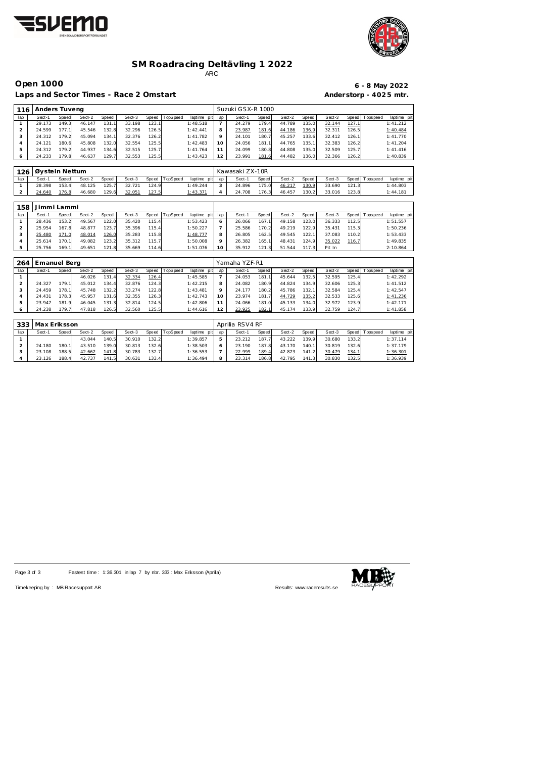# SM Roadracing Deltävling 1 2022

ARC

## Open 1000

6 - 8 May 2022

### Laps and Sector Times - Race 2 Omstart

Anderstorp - 4025 mtr.

| 116 | Anders Tuveng | | | | | | | | | Suzuki GSX-R 1000 | | | | | | | |
|---|---|---|---|---|---|---|---|---|---|---|---|---|---|---|---|---|---|
| lap | Sect-1 | Speed | Sect-2 | Speed | Sect-3 | Speed | TopSpeed | laptime pit | lap | Sect-1 | Speed | Sect-2 | Speed | Sect-3 | Speed | Topspeed | laptime pit |
| 1 | 29.173 | 149.3 | 46.147 | 131.1 | 33.198 | 123.1 | | 1:48.518 | 7 | 24.279 | 179.4 | 44.789 | 135.0 | 32.144 | 127.1 | | 1:41.212 |
| 2 | 24.599 | 177.1 | 45.546 | 132.8 | 32.296 | 126.5 | | 1:42.441 | 8 | 23.987 | 181.6 | 44.186 | 136.9 | 32.311 | 126.5 | | 1:40.484 |
| 3 | 24.312 | 179.2 | 45.094 | 134.1 | 32.376 | 126.2 | | 1:41.782 | 9 | 24.101 | 180.7 | 45.257 | 133.6 | 32.412 | 126.1 | | 1:41.770 |
| 4 | 24.121 | 180.6 | 45.808 | 132.0 | 32.554 | 125.5 | | 1:42.483 | 10 | 24.056 | 181.1 | 44.765 | 135.1 | 32.383 | 126.2 | | 1:41.204 |
| 5 | 24.312 | 179.2 | 44.937 | 134.6 | 32.515 | 125.7 | | 1:41.764 | 11 | 24.099 | 180.8 | 44.808 | 135.0 | 32.509 | 125.7 | | 1:41.416 |
| 6 | 24.233 | 179.8 | 46.637 | 129.7 | 32.553 | 125.5 | | 1:43.423 | 12 | 23.991 | 181.6 | 44.482 | 136.0 | 32.366 | 126.2 | | 1:40.839 |

| 126 | Øystein Nettum | | | | | | | | | Kawasaki ZX-10R | | | | | | | |
|---|---|---|---|---|---|---|---|---|---|---|---|---|---|---|---|---|---|
| lap | Sect-1 | Speed | Sect-2 | Speed | Sect-3 | Speed | TopSpeed | laptime pit | lap | Sect-1 | Speed | Sect-2 | Speed | Sect-3 | Speed | Topspeed | laptime pit |
| 1 | 28.398 | 153.4 | 48.125 | 125.7 | 32.721 | 124.9 | | 1:49.244 | 3 | 24.896 | 175.0 | 46.217 | 130.9 | 33.690 | 121.3 | | 1:44.803 |
| 2 | 24.640 | 176.8 | 46.680 | 129.6 | 32.051 | 127.5 | | 1:43.371 | 4 | 24.708 | 176.3 | 46.457 | 130.2 | 33.016 | 123.8 | | 1:44.181 |

| 158 | Jimmi Lammi | | | | | | | | | | | | | | | | |
|---|---|---|---|---|---|---|---|---|---|---|---|---|---|---|---|---|---|
| lap | Sect-1 | Speed | Sect-2 | Speed | Sect-3 | Speed | TopSpeed | laptime pit | lap | Sect-1 | Speed | Sect-2 | Speed | Sect-3 | Speed | Topspeed | laptime pit |
| 1 | 28.436 | 153.2 | 49.567 | 122.0 | 35.420 | 115.4 | | 1:53.423 | 6 | 26.066 | 167.1 | 49.158 | 123.0 | 36.333 | 112.5 | | 1:51.557 |
| 2 | 25.954 | 167.8 | 48.877 | 123.7 | 35.396 | 115.4 | | 1:50.227 | 7 | 25.586 | 170.2 | 49.219 | 122.9 | 35.431 | 115.3 | | 1:50.236 |
| 3 | 25.480 | 171.0 | 48.014 | 126.0 | 35.283 | 115.8 | | 1:48.777 | 8 | 26.805 | 162.5 | 49.545 | 122.1 | 37.083 | 110.2 | | 1:53.433 |
| 4 | 25.614 | 170.1 | 49.082 | 123.2 | 35.312 | 115.7 | | 1:50.008 | 9 | 26.382 | 165.1 | 48.431 | 124.9 | 35.022 | 116.7 | | 1:49.835 |
| 5 | 25.756 | 169.1 | 49.651 | 121.8 | 35.669 | 114.6 | | 1:51.076 | 10 | 35.912 | 121.3 | 51.544 | 117.3 | Pit In | | | 2:10.864 |

| 264 | Emanuel Berg | | | | | | | | | Yamaha YZF-R1 | | | | | | | |
|---|---|---|---|---|---|---|---|---|---|---|---|---|---|---|---|---|---|
| lap | Sect-1 | Speed | Sect-2 | Speed | Sect-3 | Speed | TopSpeed | laptime pit | lap | Sect-1 | Speed | Sect-2 | Speed | Sect-3 | Speed | Topspeed | laptime pit |
| 1 | | | 46.026 | 131.4 | 32.334 | 126.4 | | 1:45.585 | 7 | 24.053 | 181.1 | 45.644 | 132.5 | 32.595 | 125.4 | | 1:42.292 |
| 2 | 24.327 | 179.1 | 45.012 | 134.4 | 32.876 | 124.3 | | 1:42.215 | 8 | 24.082 | 180.9 | 44.824 | 134.9 | 32.606 | 125.3 | | 1:41.512 |
| 3 | 24.459 | 178.1 | 45.748 | 132.2 | 33.274 | 122.8 | | 1:43.481 | 9 | 24.177 | 180.2 | 45.786 | 132.1 | 32.584 | 125.4 | | 1:42.547 |
| 4 | 24.431 | 178.3 | 45.957 | 131.6 | 32.355 | 126.3 | | 1:42.743 | 10 | 23.974 | 181.7 | 44.729 | 135.2 | 32.533 | 125.6 | | 1:41.236 |
| 5 | 23.947 | 181.9 | 46.045 | 131.3 | 32.814 | 124.5 | | 1:42.806 | 11 | 24.066 | 181.0 | 45.133 | 134.0 | 32.972 | 123.9 | | 1:42.171 |
| 6 | 24.238 | 179.7 | 47.818 | 126.5 | 32.560 | 125.5 | | 1:44.616 | 12 | 23.925 | 182.1 | 45.174 | 133.9 | 32.759 | 124.7 | | 1:41.858 |

| 333 | Max Eriksson | | | | | | | | | Aprilia RSV4 RF | | | | | | | |
|---|---|---|---|---|---|---|---|---|---|---|---|---|---|---|---|---|---|
| lap | Sect-1 | Speed | Sect-2 | Speed | Sect-3 | Speed | TopSpeed | laptime pit | lap | Sect-1 | Speed | Sect-2 | Speed | Sect-3 | Speed | Topspeed | laptime pit |
| 1 | | | 43.044 | 140.5 | 30.910 | 132.2 | | 1:39.857 | 5 | 23.212 | 187.7 | 43.222 | 139.9 | 30.680 | 133.2 | | 1:37.114 |
| 2 | 24.180 | 180.1 | 43.510 | 139.0 | 30.813 | 132.6 | | 1:38.503 | 6 | 23.190 | 187.8 | 43.170 | 140.1 | 30.819 | 132.6 | | 1:37.179 |
| 3 | 23.108 | 188.5 | 42.662 | 141.8 | 30.783 | 132.7 | | 1:36.553 | 7 | 22.999 | 189.4 | 42.823 | 141.2 | 30.479 | 134.1 | | 1:36.301 |
| 4 | 23.126 | 188.4 | 42.737 | 141.5 | 30.631 | 133.4 | | 1:36.494 | 8 | 23.314 | 186.8 | 42.795 | 141.3 | 30.830 | 132.5 | | 1:36.939 |

Fastest time : 1:36.301 in lap 7 by nbr. 333 : Max Eriksson (Aprilia)

Timekeeping by : MB Racesupport AB

Results: www.raceresults.se